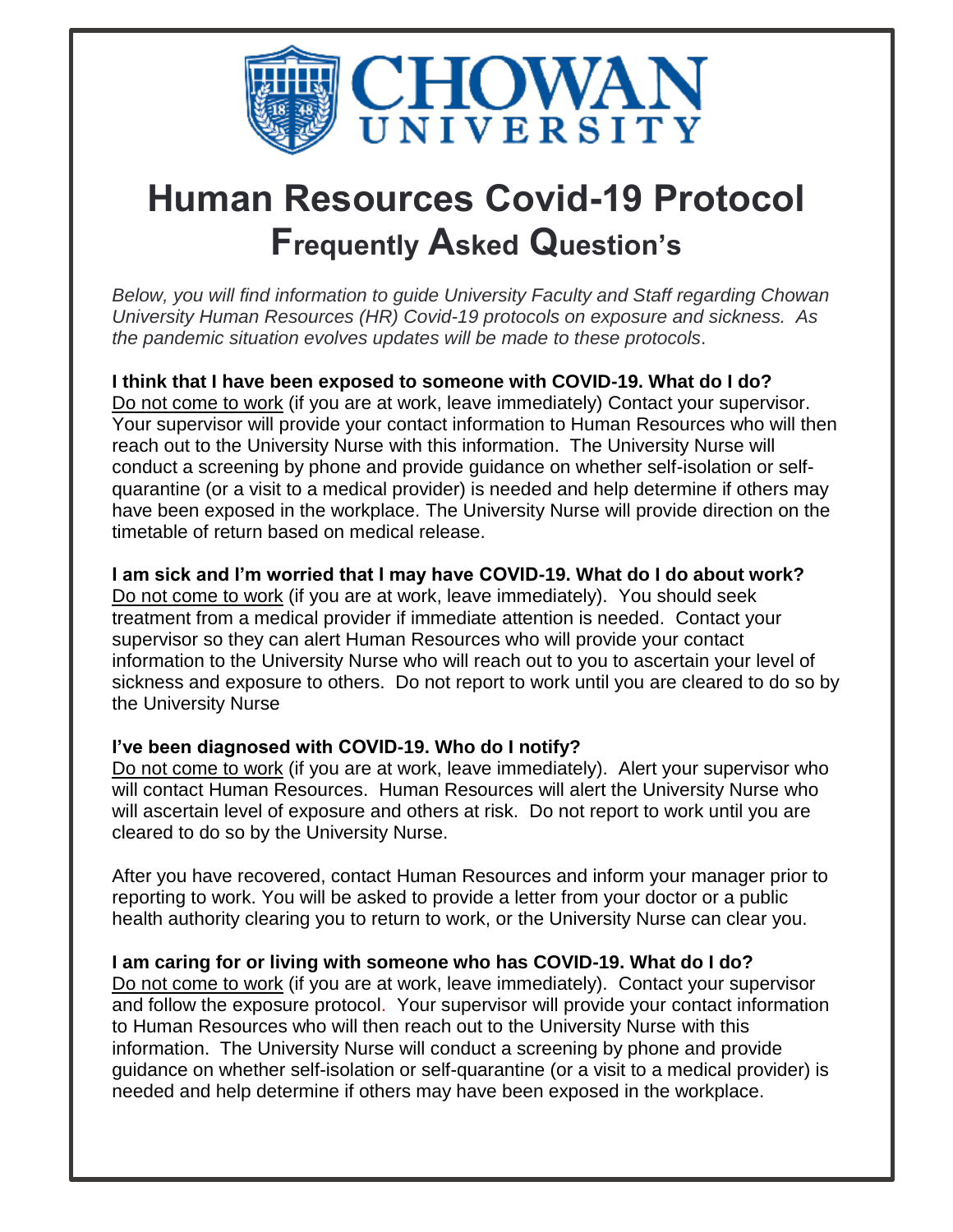# CHOWAN UNIVERSITY

# Human Resources Covid-19 Protocol

## Frequently Asked Question's

*Below, you will find information to guide University Faculty and Staff regarding Chowan University Human Resources (HR) Covid-19 protocols on exposure and sickness. As the pandemic situation evolves updates will be made to these protocols.*

**I think that I have been exposed to someone with COVID-19. What do I do?**
Do not come to work (if you are at work, leave immediately) Contact your supervisor. Your supervisor will provide your contact information to Human Resources who will then reach out to the University Nurse with this information. The University Nurse will conduct a screening by phone and provide guidance on whether self-isolation or self-quarantine (or a visit to a medical provider) is needed and help determine if others may have been exposed in the workplace. The University Nurse will provide direction on the timetable of return based on medical release.

**I am sick and I'm worried that I may have COVID-19. What do I do about work?**
Do not come to work (if you are at work, leave immediately). You should seek treatment from a medical provider if immediate attention is needed. Contact your supervisor so they can alert Human Resources who will provide your contact information to the University Nurse who will reach out to you to ascertain your level of sickness and exposure to others. Do not report to work until you are cleared to do so by the University Nurse

**I've been diagnosed with COVID-19. Who do I notify?**
Do not come to work (if you are at work, leave immediately). Alert your supervisor who will contact Human Resources. Human Resources will alert the University Nurse who will ascertain level of exposure and others at risk. Do not report to work until you are cleared to do so by the University Nurse.

After you have recovered, contact Human Resources and inform your manager prior to reporting to work. You will be asked to provide a letter from your doctor or a public health authority clearing you to return to work, or the University Nurse can clear you.

**I am caring for or living with someone who has COVID-19. What do I do?**
Do not come to work (if you are at work, leave immediately). Contact your supervisor and follow the exposure protocol. Your supervisor will provide your contact information to Human Resources who will then reach out to the University Nurse with this information. The University Nurse will conduct a screening by phone and provide guidance on whether self-isolation or self-quarantine (or a visit to a medical provider) is needed and help determine if others may have been exposed in the workplace.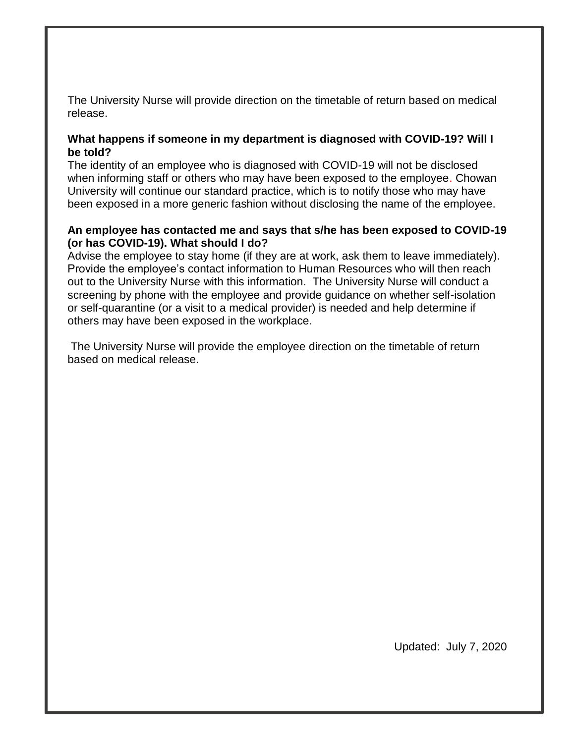The University Nurse will provide direction on the timetable of return based on medical release.

**What happens if someone in my department is diagnosed with COVID-19? Will I be told?**

The identity of an employee who is diagnosed with COVID-19 will not be disclosed when informing staff or others who may have been exposed to the employee. Chowan University will continue our standard practice, which is to notify those who may have been exposed in a more generic fashion without disclosing the name of the employee.

**An employee has contacted me and says that s/he has been exposed to COVID-19 (or has COVID-19). What should I do?**

Advise the employee to stay home (if they are at work, ask them to leave immediately). Provide the employee's contact information to Human Resources who will then reach out to the University Nurse with this information. The University Nurse will conduct a screening by phone with the employee and provide guidance on whether self-isolation or self-quarantine (or a visit to a medical provider) is needed and help determine if others may have been exposed in the workplace.

The University Nurse will provide the employee direction on the timetable of return based on medical release.

Updated: July 7, 2020